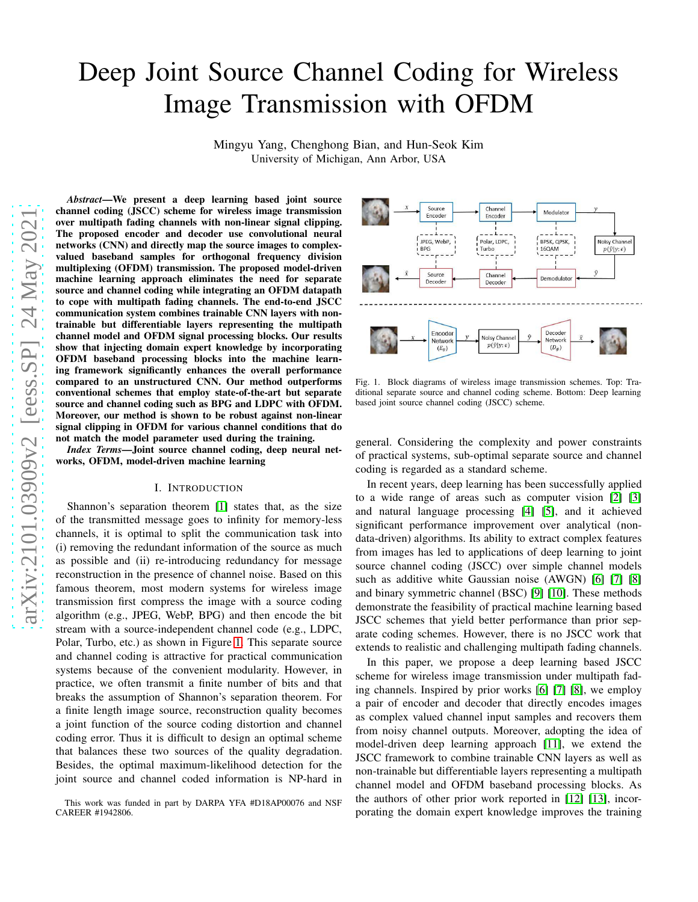# Deep Joint Source Channel Coding for Wireless Image Transmission with OFDM

Mingyu Yang, Chenghong Bian, and Hun-Seok Kim
University of Michigan, Ann Arbor, USA

***Abstract*—We present a deep learning based joint source channel coding (JSCC) scheme for wireless image transmission over multipath fading channels with non-linear signal clipping. The proposed encoder and decoder use convolutional neural networks (CNN) and directly map the source images to complex-valued baseband samples for orthogonal frequency division multiplexing (OFDM) transmission. The proposed model-driven machine learning approach eliminates the need for separate source and channel coding while integrating an OFDM datapath to cope with multipath fading channels. The end-to-end JSCC communication system combines trainable CNN layers with non-trainable but differentiable layers representing the multipath channel model and OFDM signal processing blocks. Our results show that injecting domain expert knowledge by incorporating OFDM baseband processing blocks into the machine learning framework significantly enhances the overall performance compared to an unstructured CNN. Our method outperforms conventional schemes that employ state-of-the-art but separate source and channel coding such as BPG and LDPC with OFDM. Moreover, our method is shown to be robust against non-linear signal clipping in OFDM for various channel conditions that do not match the model parameter used during the training.**

***Index Terms*—Joint source channel coding, deep neural networks, OFDM, model-driven machine learning**

## I. Introduction

Shannon's separation theorem [1] states that, as the size of the transmitted message goes to infinity for memory-less channels, it is optimal to split the communication task into (i) removing the redundant information of the source as much as possible and (ii) re-introducing redundancy for message reconstruction in the presence of channel noise. Based on this famous theorem, most modern systems for wireless image transmission first compress the image with a source coding algorithm (e.g., JPEG, WebP, BPG) and then encode the bit stream with a source-independent channel code (e.g., LDPC, Polar, Turbo, etc.) as shown in Figure 1. This separate source and channel coding is attractive for practical communication systems because of the convenient modularity. However, in practice, we often transmit a finite number of bits and that breaks the assumption of Shannon's separation theorem. For a finite length image source, reconstruction quality becomes a joint function of the source coding distortion and channel coding error. Thus it is difficult to design an optimal scheme that balances these two sources of the quality degradation. Besides, the optimal maximum-likelihood detection for the joint source and channel coded information is NP-hard in general. Considering the complexity and power constraints of practical systems, sub-optimal separate source and channel coding is regarded as a standard scheme.

Fig. 1. Block diagrams of wireless image transmission schemes. Top: Traditional separate source and channel coding scheme. Bottom: Deep learning based joint source channel coding (JSCC) scheme.

In recent years, deep learning has been successfully applied to a wide range of areas such as computer vision [2] [3] and natural language processing [4] [5], and it achieved significant performance improvement over analytical (non-data-driven) algorithms. Its ability to extract complex features from images has led to applications of deep learning to joint source channel coding (JSCC) over simple channel models such as additive white Gaussian noise (AWGN) [6] [7] [8] and binary symmetric channel (BSC) [9] [10]. These methods demonstrate the feasibility of practical machine learning based JSCC schemes that yield better performance than prior separate coding schemes. However, there is no JSCC work that extends to realistic and challenging multipath fading channels.

In this paper, we propose a deep learning based JSCC scheme for wireless image transmission under multipath fading channels. Inspired by prior works [6] [7] [8], we employ a pair of encoder and decoder that directly encodes images as complex valued channel input samples and recovers them from noisy channel outputs. Moreover, adopting the idea of model-driven deep learning approach [11], we extend the JSCC framework to combine trainable CNN layers as well as non-trainable but differentiable layers representing a multipath channel model and OFDM baseband processing blocks. As the authors of other prior work reported in [12] [13], incorporating the domain expert knowledge improves the training

This work was funded in part by DARPA YFA #D18AP00076 and NSF CAREER #1942806.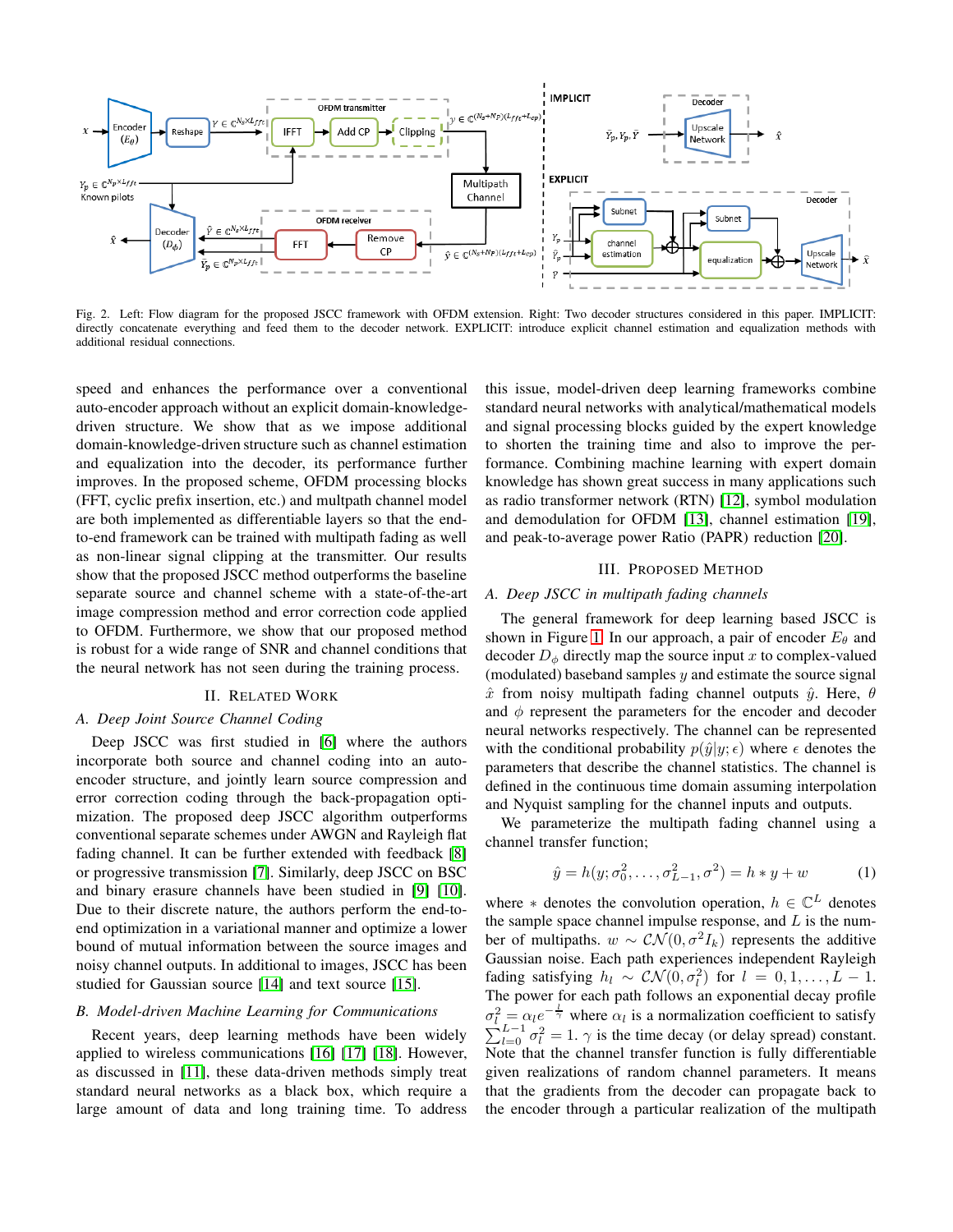Fig. 2. Left: Flow diagram for the proposed JSCC framework with OFDM extension. Right: Two decoder structures considered in this paper. IMPLICIT: directly concatenate everything and feed them to the decoder network. EXPLICIT: introduce explicit channel estimation and equalization methods with additional residual connections.

speed and enhances the performance over a conventional auto-encoder approach without an explicit domain-knowledge-driven structure. We show that as we impose additional domain-knowledge-driven structure such as channel estimation and equalization into the decoder, its performance further improves. In the proposed scheme, OFDM processing blocks (FFT, cyclic prefix insertion, etc.) and multpath channel model are both implemented as differentiable layers so that the end-to-end framework can be trained with multipath fading as well as non-linear signal clipping at the transmitter. Our results show that the proposed JSCC method outperforms the baseline separate source and channel scheme with a state-of-the-art image compression method and error correction code applied to OFDM. Furthermore, we show that our proposed method is robust for a wide range of SNR and channel conditions that the neural network has not seen during the training process.

## II. Related Work

### A. Deep Joint Source Channel Coding

Deep JSCC was first studied in [6] where the authors incorporate both source and channel coding into an auto-encoder structure, and jointly learn source compression and error correction coding through the back-propagation optimization. The proposed deep JSCC algorithm outperforms conventional separate schemes under AWGN and Rayleigh flat fading channel. It can be further extended with feedback [8] or progressive transmission [7]. Similarly, deep JSCC on BSC and binary erasure channels have been studied in [9] [10]. Due to their discrete nature, the authors perform the end-to-end optimization in a variational manner and optimize a lower bound of mutual information between the source images and noisy channel outputs. In additional to images, JSCC has been studied for Gaussian source [14] and text source [15].

### B. Model-driven Machine Learning for Communications

Recent years, deep learning methods have been widely applied to wireless communications [16] [17] [18]. However, as discussed in [11], these data-driven methods simply treat standard neural networks as a black box, which require a large amount of data and long training time. To address this issue, model-driven deep learning frameworks combine standard neural networks with analytical/mathematical models and signal processing blocks guided by the expert knowledge to shorten the training time and also to improve the performance. Combining machine learning with expert domain knowledge has shown great success in many applications such as radio transformer network (RTN) [12], symbol modulation and demodulation for OFDM [13], channel estimation [19], and peak-to-average power Ratio (PAPR) reduction [20].

## III. Proposed Method

### A. Deep JSCC in multipath fading channels

The general framework for deep learning based JSCC is shown in Figure 1. In our approach, a pair of encoder $E_\theta$ and decoder $D_\phi$ directly map the source input $x$ to complex-valued (modulated) baseband samples $y$ and estimate the source signal $\hat{x}$ from noisy multipath fading channel outputs $\hat{y}$. Here, $\theta$ and $\phi$ represent the parameters for the encoder and decoder neural networks respectively. The channel can be represented with the conditional probability $p(\hat{y}|y;\epsilon)$ where $\epsilon$ denotes the parameters that describe the channel statistics. The channel is defined in the continuous time domain assuming interpolation and Nyquist sampling for the channel inputs and outputs.

We parameterize the multipath fading channel using a channel transfer function;

$$\hat{y} = h(y; \sigma_0^2, \ldots, \sigma_{L-1}^2, \sigma^2) = h * y + w \tag{1}$$

where $*$ denotes the convolution operation, $h \in \mathbb{C}^L$ denotes the sample space channel impulse response, and $L$ is the number of multipaths. $w \sim \mathcal{CN}(0, \sigma^2 I_k)$ represents the additive Gaussian noise. Each path experiences independent Rayleigh fading satisfying $h_l \sim \mathcal{CN}(0, \sigma_l^2)$ for $l = 0, 1, \ldots, L-1$. The power for each path follows an exponential decay profile $\sigma_l^2 = \alpha_l e^{-\frac{l}{\gamma}}$ where $\alpha_l$ is a normalization coefficient to satisfy $\sum_{l=0}^{L-1} \sigma_l^2 = 1$. $\gamma$ is the time decay (or delay spread) constant. Note that the channel transfer function is fully differentiable given realizations of random channel parameters. It means that the gradients from the decoder can propagate back to the encoder through a particular realization of the multipath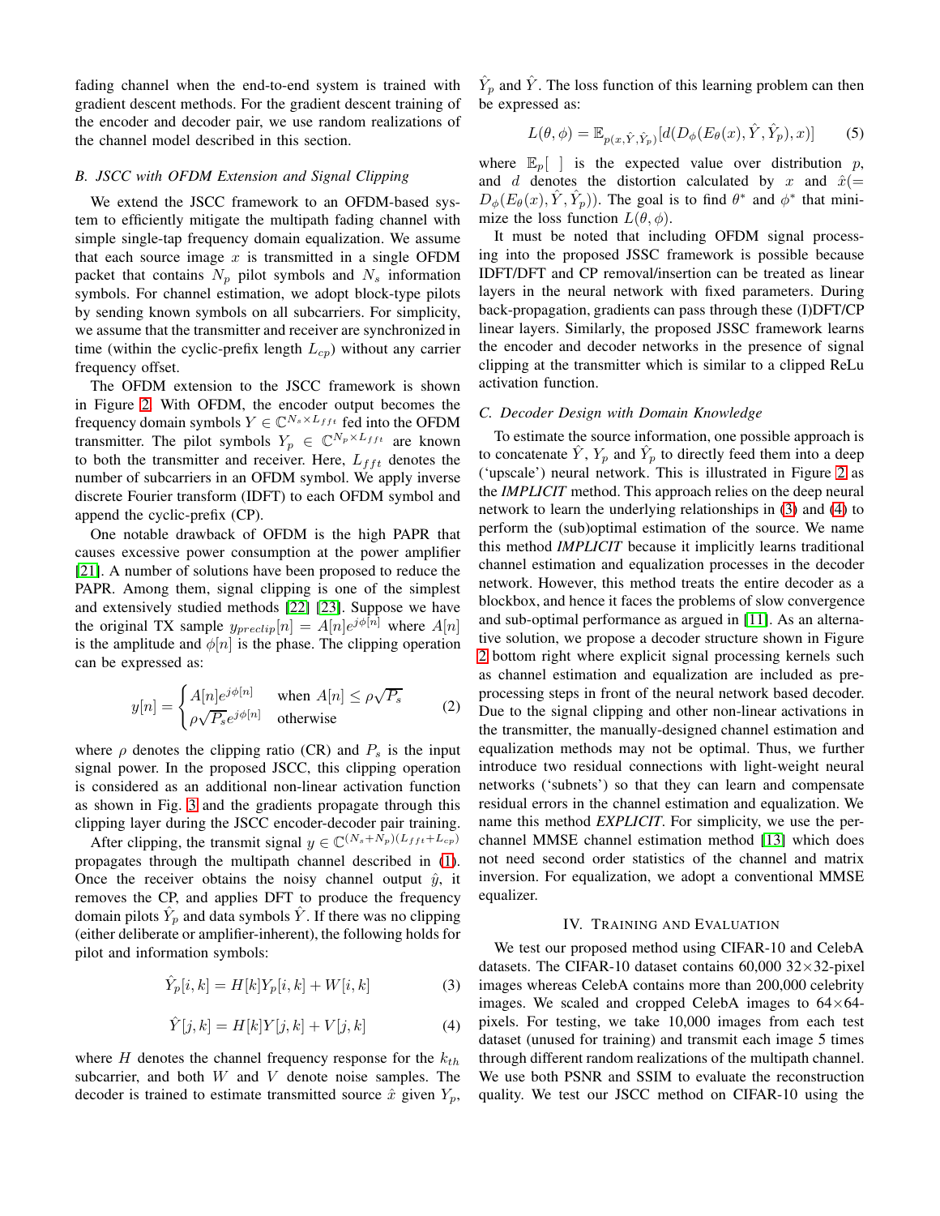fading channel when the end-to-end system is trained with gradient descent methods. For the gradient descent training of the encoder and decoder pair, we use random realizations of the channel model described in this section.

### B. JSCC with OFDM Extension and Signal Clipping

We extend the JSCC framework to an OFDM-based system to efficiently mitigate the multipath fading channel with simple single-tap frequency domain equalization. We assume that each source image $x$ is transmitted in a single OFDM packet that contains $N_p$ pilot symbols and $N_s$ information symbols. For channel estimation, we adopt block-type pilots by sending known symbols on all subcarriers. For simplicity, we assume that the transmitter and receiver are synchronized in time (within the cyclic-prefix length $L_{cp}$) without any carrier frequency offset.

The OFDM extension to the JSCC framework is shown in Figure 2. With OFDM, the encoder output becomes the frequency domain symbols $Y \in \mathbb{C}^{N_s \times L_{fft}}$ fed into the OFDM transmitter. The pilot symbols $Y_p \in \mathbb{C}^{N_p \times L_{fft}}$ are known to both the transmitter and receiver. Here, $L_{fft}$ denotes the number of subcarriers in an OFDM symbol. We apply inverse discrete Fourier transform (IDFT) to each OFDM symbol and append the cyclic-prefix (CP).

One notable drawback of OFDM is the high PAPR that causes excessive power consumption at the power amplifier [21]. A number of solutions have been proposed to reduce the PAPR. Among them, signal clipping is one of the simplest and extensively studied methods [22] [23]. Suppose we have the original TX sample $y_{preclip}[n] = A[n]e^{j\phi[n]}$ where $A[n]$ is the amplitude and $\phi[n]$ is the phase. The clipping operation can be expressed as:

$$y[n] = \begin{cases} A[n]e^{j\phi[n]} & \text{when } A[n] \leq \rho\sqrt{P_s} \\ \rho\sqrt{P_s}e^{j\phi[n]} & \text{otherwise} \end{cases} \tag{2}$$

where $\rho$ denotes the clipping ratio (CR) and $P_s$ is the input signal power. In the proposed JSCC, this clipping operation is considered as an additional non-linear activation function as shown in Fig. 3 and the gradients propagate through this clipping layer during the JSCC encoder-decoder pair training.

After clipping, the transmit signal $y \in \mathbb{C}^{(N_s+N_p)(L_{fft}+L_{cp})}$ propagates through the multipath channel described in (1). Once the receiver obtains the noisy channel output $\hat{y}$, it removes the CP, and applies DFT to produce the frequency domain pilots $\hat{Y}_p$ and data symbols $\hat{Y}$. If there was no clipping (either deliberate or amplifier-inherent), the following holds for pilot and information symbols:

$$\hat{Y}_p[i,k] = H[k]Y_p[i,k] + W[i,k] \tag{3}$$

$$\hat{Y}[j,k] = H[k]Y[j,k] + V[j,k] \tag{4}$$

where $H$ denotes the channel frequency response for the $k_{th}$ subcarrier, and both $W$ and $V$ denote noise samples. The decoder is trained to estimate transmitted source $\hat{x}$ given $Y_p$, $\hat{Y}_p$ and $\hat{Y}$. The loss function of this learning problem can then be expressed as:

$$L(\theta, \phi) = \mathbb{E}_{p(x,\hat{Y},\hat{Y}_p)}[d(D_\phi(E_\theta(x), \hat{Y}, \hat{Y}_p), x)] \tag{5}$$

where $\mathbb{E}_p[\ ]$ is the expected value over distribution $p$, and $d$ denotes the distortion calculated by $x$ and $\hat{x}(= D_\phi(E_\theta(x), \hat{Y}, \hat{Y}_p))$. The goal is to find $\theta^*$ and $\phi^*$ that minimize the loss function $L(\theta, \phi)$.

It must be noted that including OFDM signal processing into the proposed JSSC framework is possible because IDFT/DFT and CP removal/insertion can be treated as linear layers in the neural network with fixed parameters. During back-propagation, gradients can pass through these (I)DFT/CP linear layers. Similarly, the proposed JSSC framework learns the encoder and decoder networks in the presence of signal clipping at the transmitter which is similar to a clipped ReLu activation function.

### C. Decoder Design with Domain Knowledge

To estimate the source information, one possible approach is to concatenate $\hat{Y}$, $Y_p$ and $\hat{Y}_p$ to directly feed them into a deep ('upscale') neural network. This is illustrated in Figure 2 as the *IMPLICIT* method. This approach relies on the deep neural network to learn the underlying relationships in (3) and (4) to perform the (sub)optimal estimation of the source. We name this method *IMPLICIT* because it implicitly learns traditional channel estimation and equalization processes in the decoder network. However, this method treats the entire decoder as a blockbox, and hence it faces the problems of slow convergence and sub-optimal performance as argued in [11]. As an alternative solution, we propose a decoder structure shown in Figure 2 bottom right where explicit signal processing kernels such as channel estimation and equalization are included as preprocessing steps in front of the neural network based decoder. Due to the signal clipping and other non-linear activations in the transmitter, the manually-designed channel estimation and equalization methods may not be optimal. Thus, we further introduce two residual connections with light-weight neural networks ('subnets') so that they can learn and compensate residual errors in the channel estimation and equalization. We name this method *EXPLICIT*. For simplicity, we use the per-channel MMSE channel estimation method [13] which does not need second order statistics of the channel and matrix inversion. For equalization, we adopt a conventional MMSE equalizer.

## IV. Training and Evaluation

We test our proposed method using CIFAR-10 and CelebA datasets. The CIFAR-10 dataset contains 60,000 32×32-pixel images whereas CelebA contains more than 200,000 celebrity images. We scaled and cropped CelebA images to 64×64-pixels. For testing, we take 10,000 images from each test dataset (unused for training) and transmit each image 5 times through different random realizations of the multipath channel. We use both PSNR and SSIM to evaluate the reconstruction quality. We test our JSCC method on CIFAR-10 using the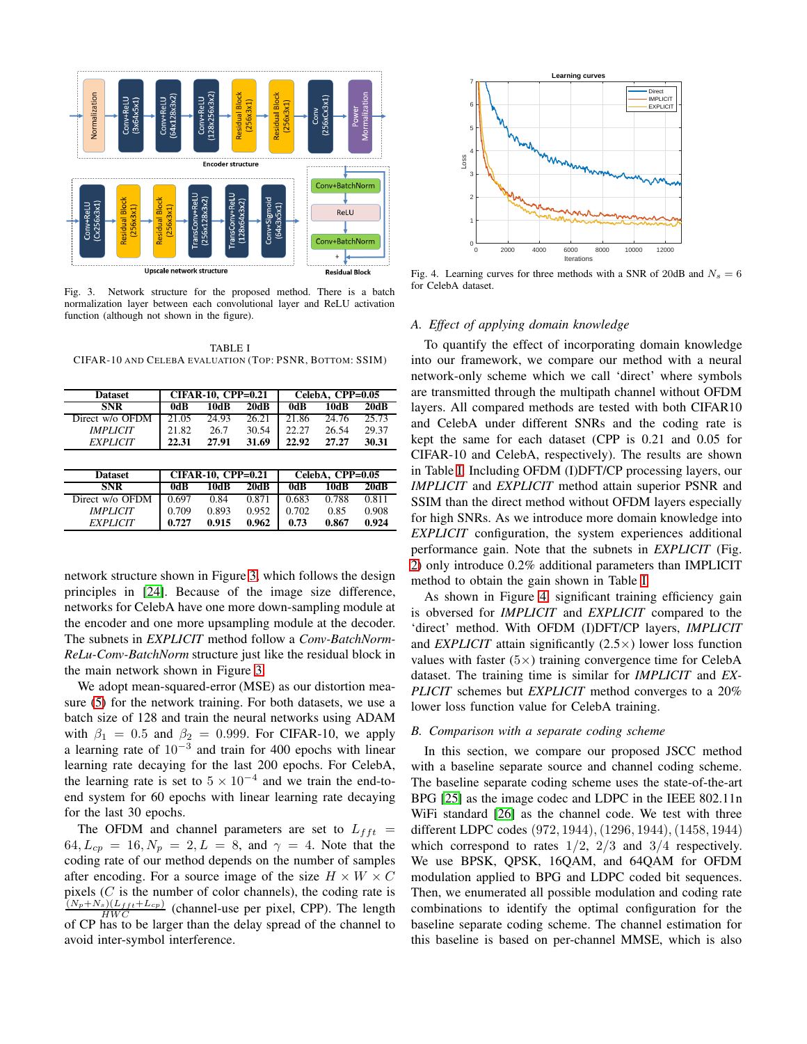Fig. 3. Network structure for the proposed method. There is a batch normalization layer between each convolutional layer and ReLU activation function (although not shown in the figure).

TABLE I
CIFAR-10 AND CELEBA EVALUATION (TOP: PSNR, BOTTOM: SSIM)

| Dataset | CIFAR-10, CPP=0.21 | | | CelebA, CPP=0.05 | | |
|---|---|---|---|---|---|---|
| SNR | 0dB | 10dB | 20dB | 0dB | 10dB | 20dB |
| Direct w/o OFDM | 21.05 | 24.93 | 26.21 | 21.86 | 24.76 | 25.73 |
| *IMPLICIT* | 21.82 | 26.7 | 30.54 | 22.27 | 26.54 | 29.37 |
| *EXPLICIT* | **22.31** | **27.91** | **31.69** | **22.92** | **27.27** | **30.31** |

| Dataset | CIFAR-10, CPP=0.21 | | | CelebA, CPP=0.05 | | |
|---|---|---|---|---|---|---|
| SNR | 0dB | 10dB | 20dB | 0dB | 10dB | 20dB |
| Direct w/o OFDM | 0.697 | 0.84 | 0.871 | 0.683 | 0.788 | 0.811 |
| *IMPLICIT* | 0.709 | 0.893 | 0.952 | 0.702 | 0.85 | 0.908 |
| *EXPLICIT* | **0.727** | **0.915** | **0.962** | **0.73** | **0.867** | **0.924** |

network structure shown in Figure 3, which follows the design principles in [24]. Because of the image size difference, networks for CelebA have one more down-sampling module at the encoder and one more upsampling module at the decoder. The subnets in *EXPLICIT* method follow a *Conv-BatchNorm-ReLu-Conv-BatchNorm* structure just like the residual block in the main network shown in Figure 3.

We adopt mean-squared-error (MSE) as our distortion measure (5) for the network training. For both datasets, we use a batch size of 128 and train the neural networks using ADAM with $\beta_1 = 0.5$ and $\beta_2 = 0.999$. For CIFAR-10, we apply a learning rate of $10^{-3}$ and train for 400 epochs with linear learning rate decaying for the last 200 epochs. For CelebA, the learning rate is set to $5 \times 10^{-4}$ and we train the end-to-end system for 60 epochs with linear learning rate decaying for the last 30 epochs.

The OFDM and channel parameters are set to $L_{fft} = 64, L_{cp} = 16, N_p = 2, L = 8$, and $\gamma = 4$. Note that the coding rate of our method depends on the number of samples after encoding. For a source image of the size $H \times W \times C$ pixels ($C$ is the number of color channels), the coding rate is $\frac{(N_p+N_s)(L_{fft}+L_{cp})}{HWC}$ (channel-use per pixel, CPP). The length of CP has to be larger than the delay spread of the channel to avoid inter-symbol interference.

Fig. 4. Learning curves for three methods with a SNR of 20dB and $N_s = 6$ for CelebA dataset.

### *A. Effect of applying domain knowledge*

To quantify the effect of incorporating domain knowledge into our framework, we compare our method with a neural network-only scheme which we call 'direct' where symbols are transmitted through the multipath channel without OFDM layers. All compared methods are tested with both CIFAR10 and CelebA under different SNRs and the coding rate is kept the same for each dataset (CPP is 0.21 and 0.05 for CIFAR-10 and CelebA, respectively). The results are shown in Table I. Including OFDM (I)DFT/CP processing layers, our *IMPLICIT* and *EXPLICIT* method attain superior PSNR and SSIM than the direct method without OFDM layers especially for high SNRs. As we introduce more domain knowledge into *EXPLICIT* configuration, the system experiences additional performance gain. Note that the subnets in *EXPLICIT* (Fig. 2) only introduce 0.2% additional parameters than IMPLICIT method to obtain the gain shown in Table I.

As shown in Figure 4, significant training efficiency gain is obversed for *IMPLICIT* and *EXPLICIT* compared to the 'direct' method. With OFDM (I)DFT/CP layers, *IMPLICIT* and *EXPLICIT* attain significantly (2.5×) lower loss function values with faster (5×) training convergence time for CelebA dataset. The training time is similar for *IMPLICIT* and *EXPLICIT* schemes but *EXPLICIT* method converges to a 20% lower loss function value for CelebA training.

### *B. Comparison with a separate coding scheme*

In this section, we compare our proposed JSCC method with a baseline separate source and channel coding scheme. The baseline separate coding scheme uses the state-of-the-art BPG [25] as the image codec and LDPC in the IEEE 802.11n WiFi standard [26] as the channel code. We test with three different LDPC codes $(972, 1944), (1296, 1944), (1458, 1944)$ which correspond to rates $1/2$, $2/3$ and $3/4$ respectively. We use BPSK, QPSK, 16QAM, and 64QAM for OFDM modulation applied to BPG and LDPC coded bit sequences. Then, we enumerated all possible modulation and coding rate combinations to identify the optimal configuration for the baseline separate coding scheme. The channel estimation for this baseline is based on per-channel MMSE, which is also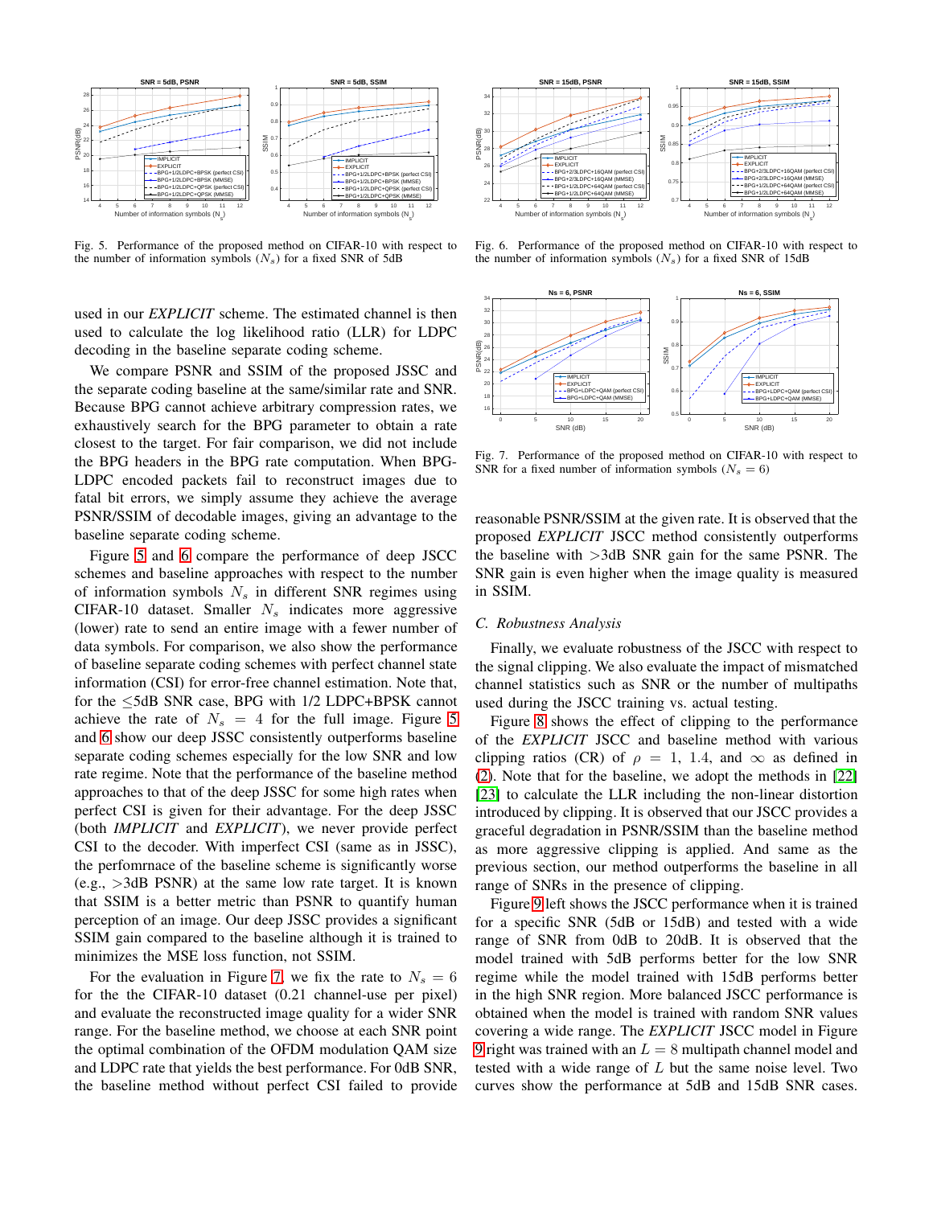Fig. 5. Performance of the proposed method on CIFAR-10 with respect to the number of information symbols ($N_s$) for a fixed SNR of 5dB

Fig. 6. Performance of the proposed method on CIFAR-10 with respect to the number of information symbols ($N_s$) for a fixed SNR of 15dB

Fig. 7. Performance of the proposed method on CIFAR-10 with respect to SNR for a fixed number of information symbols ($N_s = 6$)

used in our *EXPLICIT* scheme. The estimated channel is then used to calculate the log likelihood ratio (LLR) for LDPC decoding in the baseline separate coding scheme.

We compare PSNR and SSIM of the proposed JSSC and the separate coding baseline at the same/similar rate and SNR. Because BPG cannot achieve arbitrary compression rates, we exhaustively search for the BPG parameter to obtain a rate closest to the target. For fair comparison, we did not include the BPG headers in the BPG rate computation. When BPG-LDPC encoded packets fail to reconstruct images due to fatal bit errors, we simply assume they achieve the average PSNR/SSIM of decodable images, giving an advantage to the baseline separate coding scheme.

Figure 5 and 6 compare the performance of deep JSCC schemes and baseline approaches with respect to the number of information symbols $N_s$ in different SNR regimes using CIFAR-10 dataset. Smaller $N_s$ indicates more aggressive (lower) rate to send an entire image with a fewer number of data symbols. For comparison, we also show the performance of baseline separate coding schemes with perfect channel state information (CSI) for error-free channel estimation. Note that, for the $\leq$5dB SNR case, BPG with 1/2 LDPC+BPSK cannot achieve the rate of $N_s = 4$ for the full image. Figure 5 and 6 show our deep JSCC consistently outperforms baseline separate coding schemes especially for the low SNR and low rate regime. Note that the performance of the baseline method approaches to that of the deep JSCC for some high rates when perfect CSI is given for their advantage. For the deep JSCC (both *IMPLICIT* and *EXPLICIT*), we never provide perfect CSI to the decoder. With imperfect CSI (same as in JSSC), the perfomrnace of the baseline scheme is significantly worse (e.g., >3dB PSNR) at the same low rate target. It is known that SSIM is a better metric than PSNR to quantify human perception of an image. Our deep JSCC provides a significant SSIM gain compared to the baseline although it is trained to minimizes the MSE loss function, not SSIM.

For the evaluation in Figure 7, we fix the rate to $N_s = 6$ for the the CIFAR-10 dataset (0.21 channel-use per pixel) and evaluate the reconstructed image quality for a wider SNR range. For the baseline method, we choose at each SNR point the optimal combination of the OFDM modulation QAM size and LDPC rate that yields the best performance. For 0dB SNR, the baseline method without perfect CSI failed to provide reasonable PSNR/SSIM at the given rate. It is observed that the proposed *EXPLICIT* JSCC method consistently outperforms the baseline with >3dB SNR gain for the same PSNR. The SNR gain is even higher when the image quality is measured in SSIM.

### C. Robustness Analysis

Finally, we evaluate robustness of the JSCC with respect to the signal clipping. We also evaluate the impact of mismatched channel statistics such as SNR or the number of multipaths used during the JSCC training vs. actual testing.

Figure 8 shows the effect of clipping to the performance of the *EXPLICIT* JSCC and baseline method with various clipping ratios (CR) of $\rho = 1$, $1.4$, and $\infty$ as defined in (2). Note that for the baseline, we adopt the methods in [22] [23] to calculate the LLR including the non-linear distortion introduced by clipping. It is observed that our JSCC provides a graceful degradation in PSNR/SSIM than the baseline method as more aggressive clipping is applied. And same as the previous section, our method outperforms the baseline in all range of SNRs in the presence of clipping.

Figure 9 left shows the JSCC performance when it is trained for a specific SNR (5dB or 15dB) and tested with a wide range of SNR from 0dB to 20dB. It is observed that the model trained with 5dB performs better for the low SNR regime while the model trained with 15dB performs better in the high SNR region. More balanced JSCC performance is obtained when the model is trained with random SNR values covering a wide range. The *EXPLICIT* JSCC model in Figure 9 right was trained with an $L = 8$ multipath channel model and tested with a wide range of $L$ but the same noise level. Two curves show the performance at 5dB and 15dB SNR cases.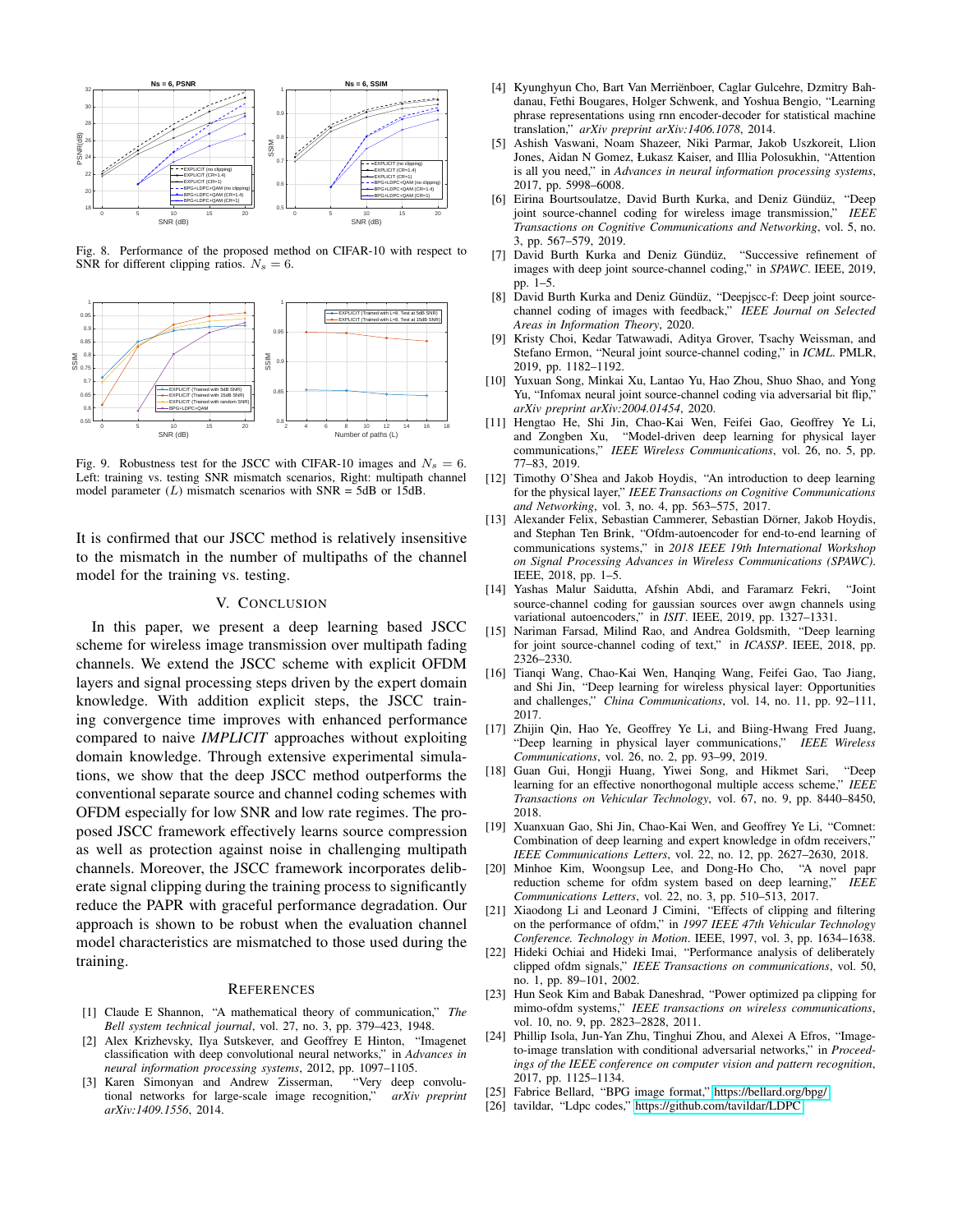Ns = 6, PSNR

PSNR(dB)

32
30
28
26
24
22
20
18

0 5 10 15 20

SNR (dB)

EXPLICIT (no clipping)
EXPLICIT (CR=1.4)
EXPLICIT (CR=1)
BPG+LDPC+QAM (no clipping)
BPG+LDPC+QAM (CR=1.4)
BPG+LDPC+QAM (CR=1)

Ns = 6, SSIM

SSIM

1
0.9
0.8
0.7
0.6
0.5

0 5 10 15 20

SNR (dB)

EXPLICIT (no clipping)
EXPLICIT (CR=1.4)
EXPLICIT (CR=1)
BPG+LDPC+QAM (no clipping)
BPG+LDPC+QAM (CR=1.4)
BPG+LDPC+QAM (CR=1)

Fig. 8. Performance of the proposed method on CIFAR-10 with respect to SNR for different clipping ratios. $N_s = 6$.

SSIM

1
0.95
0.9
0.85
0.8
0.75
0.7
0.65
0.6
0.55

0 5 10 15 20

SNR (dB)

EXPLICIT (Trained with 5dB SNR)
EXPLICIT (Trained with 15dB SNR)
EXPLICIT (Trained with random SNR)
BPG+LDPC+QAM

SSIM

1
0.95
0.9
0.85
0.8

2 4 6 8 10 12 14 16 18

Number of paths (L)

EXPLICIT (Trained with L=8, Test at 5dB SNR)
EXPLICIT (Trained with L=8, Test at 15dB SNR)

Fig. 9. Robustness test for the JSCC with CIFAR-10 images and $N_s = 6$. Left: training vs. testing SNR mismatch scenarios, Right: multipath channel model parameter ($L$) mismatch scenarios with SNR = 5dB or 15dB.

It is confirmed that our JSCC method is relatively insensitive to the mismatch in the number of multipaths of the channel model for the training vs. testing.

## V. Conclusion

In this paper, we present a deep learning based JSCC scheme for wireless image transmission over multipath fading channels. We extend the JSCC scheme with explicit OFDM layers and signal processing steps driven by the expert domain knowledge. With addition explicit steps, the JSCC training convergence time improves with enhanced performance compared to naive *IMPLICIT* approaches without exploiting domain knowledge. Through extensive experimental simulations, we show that the deep JSCC method outperforms the conventional separate source and channel coding schemes with OFDM especially for low SNR and low rate regimes. The proposed JSCC framework effectively learns source compression as well as protection against noise in challenging multipath channels. Moreover, the JSCC framework incorporates deliberate signal clipping during the training process to significantly reduce the PAPR with graceful performance degradation. Our approach is shown to be robust when the evaluation channel model characteristics are mismatched to those used during the training.

## References

[1] Claude E Shannon, "A mathematical theory of communication," *The Bell system technical journal*, vol. 27, no. 3, pp. 379–423, 1948.

[2] Alex Krizhevsky, Ilya Sutskever, and Geoffrey E Hinton, "Imagenet classification with deep convolutional neural networks," in *Advances in neural information processing systems*, 2012, pp. 1097–1105.

[3] Karen Simonyan and Andrew Zisserman, "Very deep convolutional networks for large-scale image recognition," *arXiv preprint arXiv:1409.1556*, 2014.

[4] Kyunghyun Cho, Bart Van Merriënboer, Caglar Gulcehre, Dzmitry Bahdanau, Fethi Bougares, Holger Schwenk, and Yoshua Bengio, "Learning phrase representations using rnn encoder-decoder for statistical machine translation," *arXiv preprint arXiv:1406.1078*, 2014.

[5] Ashish Vaswani, Noam Shazeer, Niki Parmar, Jakob Uszkoreit, Llion Jones, Aidan N Gomez, Łukasz Kaiser, and Illia Polosukhin, "Attention is all you need," in *Advances in neural information processing systems*, 2017, pp. 5998–6008.

[6] Eirina Bourtsoulatze, David Burth Kurka, and Deniz Gündüz, "Deep joint source-channel coding for wireless image transmission," *IEEE Transactions on Cognitive Communications and Networking*, vol. 5, no. 3, pp. 567–579, 2019.

[7] David Burth Kurka and Deniz Gündüz, "Successive refinement of images with deep joint source-channel coding," in *SPAWC*. IEEE, 2019, pp. 1–5.

[8] David Burth Kurka and Deniz Gündüz, "Deepjscc-f: Deep joint source-channel coding of images with feedback," *IEEE Journal on Selected Areas in Information Theory*, 2020.

[9] Kristy Choi, Kedar Tatwawadi, Aditya Grover, Tsachy Weissman, and Stefano Ermon, "Neural joint source-channel coding," in *ICML*. PMLR, 2019, pp. 1182–1192.

[10] Yuxuan Song, Minkai Xu, Lantao Yu, Hao Zhou, Shuo Shao, and Yong Yu, "Infomax neural joint source-channel coding via adversarial bit flip," *arXiv preprint arXiv:2004.01454*, 2020.

[11] Hengtao He, Shi Jin, Chao-Kai Wen, Feifei Gao, Geoffrey Ye Li, and Zongben Xu, "Model-driven deep learning for physical layer communications," *IEEE Wireless Communications*, vol. 26, no. 5, pp. 77–83, 2019.

[12] Timothy O'Shea and Jakob Hoydis, "An introduction to deep learning for the physical layer," *IEEE Transactions on Cognitive Communications and Networking*, vol. 3, no. 4, pp. 563–575, 2017.

[13] Alexander Felix, Sebastian Cammerer, Sebastian Dörner, Jakob Hoydis, and Stephan Ten Brink, "Ofdm-autoencoder for end-to-end learning of communications systems," in *2018 IEEE 19th International Workshop on Signal Processing Advances in Wireless Communications (SPAWC)*. IEEE, 2018, pp. 1–5.

[14] Yashas Malur Saidutta, Afshin Abdi, and Faramarz Fekri, "Joint source-channel coding for gaussian sources over awgn channels using variational autoencoders," in *ISIT*. IEEE, 2019, pp. 1327–1331.

[15] Nariman Farsad, Milind Rao, and Andrea Goldsmith, "Deep learning for joint source-channel coding of text," in *ICASSP*. IEEE, 2018, pp. 2326–2330.

[16] Tianqi Wang, Chao-Kai Wen, Hanqing Wang, Feifei Gao, Tao Jiang, and Shi Jin, "Deep learning for wireless physical layer: Opportunities and challenges," *China Communications*, vol. 14, no. 11, pp. 92–111, 2017.

[17] Zhijin Qin, Hao Ye, Geoffrey Ye Li, and Biing-Hwang Fred Juang, "Deep learning in physical layer communications," *IEEE Wireless Communications*, vol. 26, no. 2, pp. 93–99, 2019.

[18] Guan Gui, Hongji Huang, Yiwei Song, and Hikmet Sari, "Deep learning for an effective nonorthogonal multiple access scheme," *IEEE Transactions on Vehicular Technology*, vol. 67, no. 9, pp. 8440–8450, 2018.

[19] Xuanxuan Gao, Shi Jin, Chao-Kai Wen, and Geoffrey Ye Li, "Comnet: Combination of deep learning and expert knowledge in ofdm receivers," *IEEE Communications Letters*, vol. 22, no. 12, pp. 2627–2630, 2018.

[20] Minhoe Kim, Woongsup Lee, and Dong-Ho Cho, "A novel papr reduction scheme for ofdm system based on deep learning," *IEEE Communications Letters*, vol. 22, no. 3, pp. 510–513, 2017.

[21] Xiaodong Li and Leonard J Cimini, "Effects of clipping and filtering on the performance of ofdm," in *1997 IEEE 47th Vehicular Technology Conference. Technology in Motion*. IEEE, 1997, vol. 3, pp. 1634–1638.

[22] Hideki Ochiai and Hideki Imai, "Performance analysis of deliberately clipped ofdm signals," *IEEE Transactions on communications*, vol. 50, no. 1, pp. 89–101, 2002.

[23] Hun Seok Kim and Babak Daneshrad, "Power optimized pa clipping for mimo-ofdm systems," *IEEE transactions on wireless communications*, vol. 10, no. 9, pp. 2823–2828, 2011.

[24] Phillip Isola, Jun-Yan Zhu, Tinghui Zhou, and Alexei A Efros, "Image-to-image translation with conditional adversarial networks," in *Proceedings of the IEEE conference on computer vision and pattern recognition*, 2017, pp. 1125–1134.

[25] Fabrice Bellard, "BPG image format," https://bellard.org/bpg/.

[26] tavildar, "Ldpc codes," https://github.com/tavildar/LDPC.